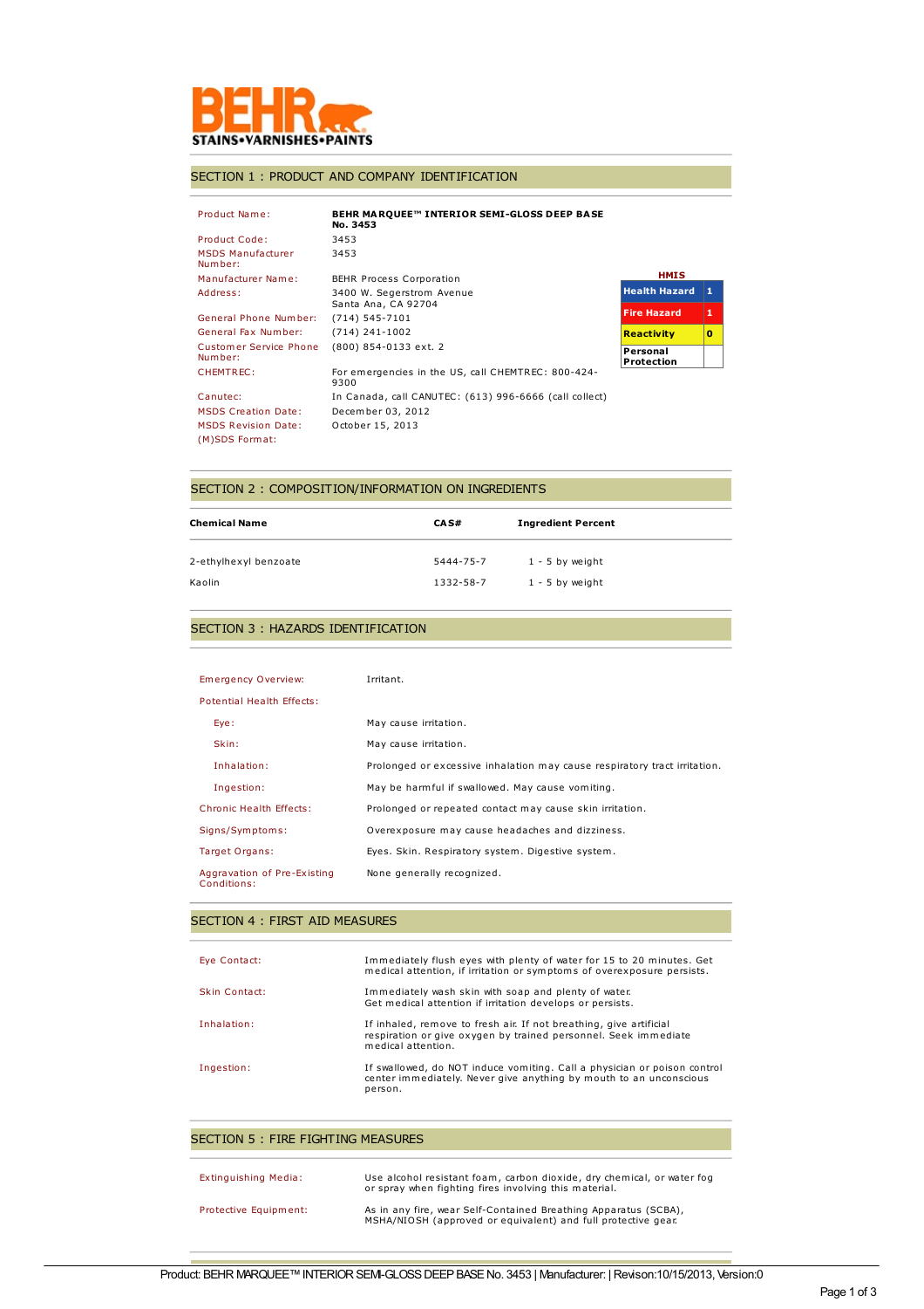BEHR
STAINS•VARNISHES•PAINTS

## SECTION 1 : PRODUCT AND COMPANY IDENTIFICATION

| | |
|---|---|
| Product Name: | **BEHR MARQUEE™ INTERIOR SEMI-GLOSS DEEP BASE No. 3453** |
| Product Code: | 3453 |
| MSDS Manufacturer Number: | 3453 |
| Manufacturer Name: | BEHR Process Corporation |
| Address: | 3400 W. Segerstrom Avenue<br>Santa Ana, CA 92704 |
| General Phone Number: | (714) 545-7101 |
| General Fax Number: | (714) 241-1002 |
| Customer Service Phone Number: | (800) 854-0133 ext. 2 |
| CHEMTREC: | For emergencies in the US, call CHEMTREC: 800-424-9300 |
| Canutec: | In Canada, call CANUTEC: (613) 996-6666 (call collect) |
| MSDS Creation Date: | December 03, 2012 |
| MSDS Revision Date: | October 15, 2013 |
| (M)SDS Format: | |

**HMIS**

| | |
|---|---|
| Health Hazard | 1 |
| Fire Hazard | 1 |
| Reactivity | 0 |
| Personal Protection | |

## SECTION 2 : COMPOSITION/INFORMATION ON INGREDIENTS

| Chemical Name | CAS# | Ingredient Percent |
|---|---|---|
| 2-ethylhexyl benzoate | 5444-75-7 | 1 - 5 by weight |
| Kaolin | 1332-58-7 | 1 - 5 by weight |

## SECTION 3 : HAZARDS IDENTIFICATION

| | |
|---|---|
| Emergency Overview: | Irritant. |
| Potential Health Effects: | |
| Eye: | May cause irritation. |
| Skin: | May cause irritation. |
| Inhalation: | Prolonged or excessive inhalation may cause respiratory tract irritation. |
| Ingestion: | May be harmful if swallowed. May cause vomiting. |
| Chronic Health Effects: | Prolonged or repeated contact may cause skin irritation. |
| Signs/Symptoms: | Overexposure may cause headaches and dizziness. |
| Target Organs: | Eyes. Skin. Respiratory system. Digestive system. |
| Aggravation of Pre-Existing Conditions: | None generally recognized. |

## SECTION 4 : FIRST AID MEASURES

| | |
|---|---|
| Eye Contact: | Immediately flush eyes with plenty of water for 15 to 20 minutes. Get medical attention, if irritation or symptoms of overexposure persists. |
| Skin Contact: | Immediately wash skin with soap and plenty of water. Get medical attention if irritation develops or persists. |
| Inhalation: | If inhaled, remove to fresh air. If not breathing, give artificial respiration or give oxygen by trained personnel. Seek immediate medical attention. |
| Ingestion: | If swallowed, do NOT induce vomiting. Call a physician or poison control center immediately. Never give anything by mouth to an unconscious person. |

## SECTION 5 : FIRE FIGHTING MEASURES

| | |
|---|---|
| Extinguishing Media: | Use alcohol resistant foam, carbon dioxide, dry chemical, or water fog or spray when fighting fires involving this material. |
| Protective Equipment: | As in any fire, wear Self-Contained Breathing Apparatus (SCBA), MSHA/NIOSH (approved or equivalent) and full protective gear. |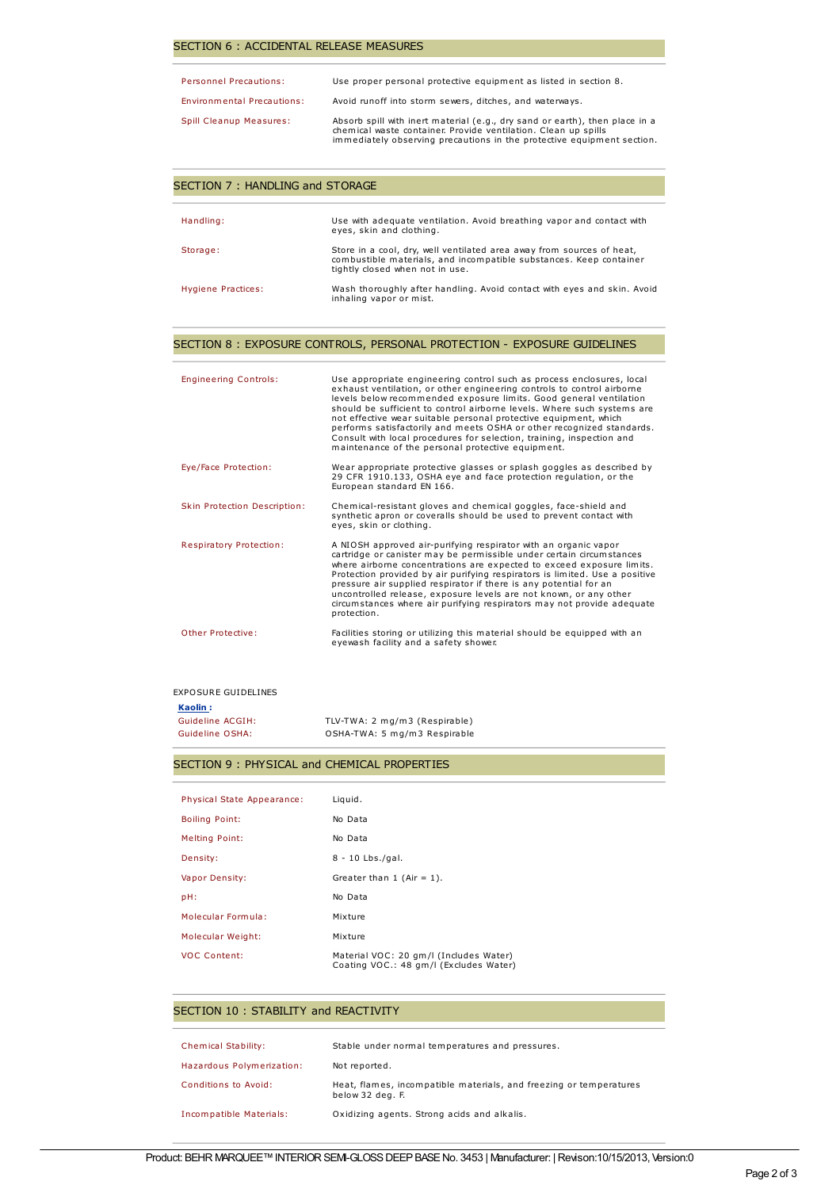## SECTION 6 : ACCIDENTAL RELEASE MEASURES

| | |
|---|---|
| Personnel Precautions: | Use proper personal protective equipment as listed in section 8. |
| Environmental Precautions: | Avoid runoff into storm sewers, ditches, and waterways. |
| Spill Cleanup Measures: | Absorb spill with inert material (e.g., dry sand or earth), then place in a chemical waste container. Provide ventilation. Clean up spills immediately observing precautions in the protective equipment section. |

## SECTION 7 : HANDLING and STORAGE

| | |
|---|---|
| Handling: | Use with adequate ventilation. Avoid breathing vapor and contact with eyes, skin and clothing. |
| Storage: | Store in a cool, dry, well ventilated area away from sources of heat, combustible materials, and incompatible substances. Keep container tightly closed when not in use. |
| Hygiene Practices: | Wash thoroughly after handling. Avoid contact with eyes and skin. Avoid inhaling vapor or mist. |

## SECTION 8 : EXPOSURE CONTROLS, PERSONAL PROTECTION - EXPOSURE GUIDELINES

| | |
|---|---|
| Engineering Controls: | Use appropriate engineering control such as process enclosures, local exhaust ventilation, or other engineering controls to control airborne levels below recommended exposure limits. Good general ventilation should be sufficient to control airborne levels. Where such systems are not effective wear suitable personal protective equipment, which performs satisfactorily and meets OSHA or other recognized standards. Consult with local procedures for selection, training, inspection and maintenance of the personal protective equipment. |
| Eye/Face Protection: | Wear appropriate protective glasses or splash goggles as described by 29 CFR 1910.133, OSHA eye and face protection regulation, or the European standard EN 166. |
| Skin Protection Description: | Chemical-resistant gloves and chemical goggles, face-shield and synthetic apron or coveralls should be used to prevent contact with eyes, skin or clothing. |
| Respiratory Protection: | A NIOSH approved air-purifying respirator with an organic vapor cartridge or canister may be permissible under certain circumstances where airborne concentrations are expected to exceed exposure limits. Protection provided by air purifying respirators is limited. Use a positive pressure air supplied respirator if there is any potential for an uncontrolled release, exposure levels are not known, or any other circumstances where air purifying respirators may not provide adequate protection. |
| Other Protective: | Facilities storing or utilizing this material should be equipped with an eyewash facility and a safety shower. |

EXPOSURE GUIDELINES

**Kaolin :**

| | |
|---|---|
| Guideline ACGIH: | TLV-TWA: 2 mg/m3 (Respirable) |
| Guideline OSHA: | OSHA-TWA: 5 mg/m3 Respirable |

## SECTION 9 : PHYSICAL and CHEMICAL PROPERTIES

| | |
|---|---|
| Physical State Appearance: | Liquid. |
| Boiling Point: | No Data |
| Melting Point: | No Data |
| Density: | 8 - 10 Lbs./gal. |
| Vapor Density: | Greater than 1 (Air = 1). |
| pH: | No Data |
| Molecular Formula: | Mixture |
| Molecular Weight: | Mixture |
| VOC Content: | Material VOC: 20 gm/l (Includes Water)<br>Coating VOC.: 48 gm/l (Excludes Water) |

## SECTION 10 : STABILITY and REACTIVITY

| | |
|---|---|
| Chemical Stability: | Stable under normal temperatures and pressures. |
| Hazardous Polymerization: | Not reported. |
| Conditions to Avoid: | Heat, flames, incompatible materials, and freezing or temperatures below 32 deg. F. |
| Incompatible Materials: | Oxidizing agents. Strong acids and alkalis. |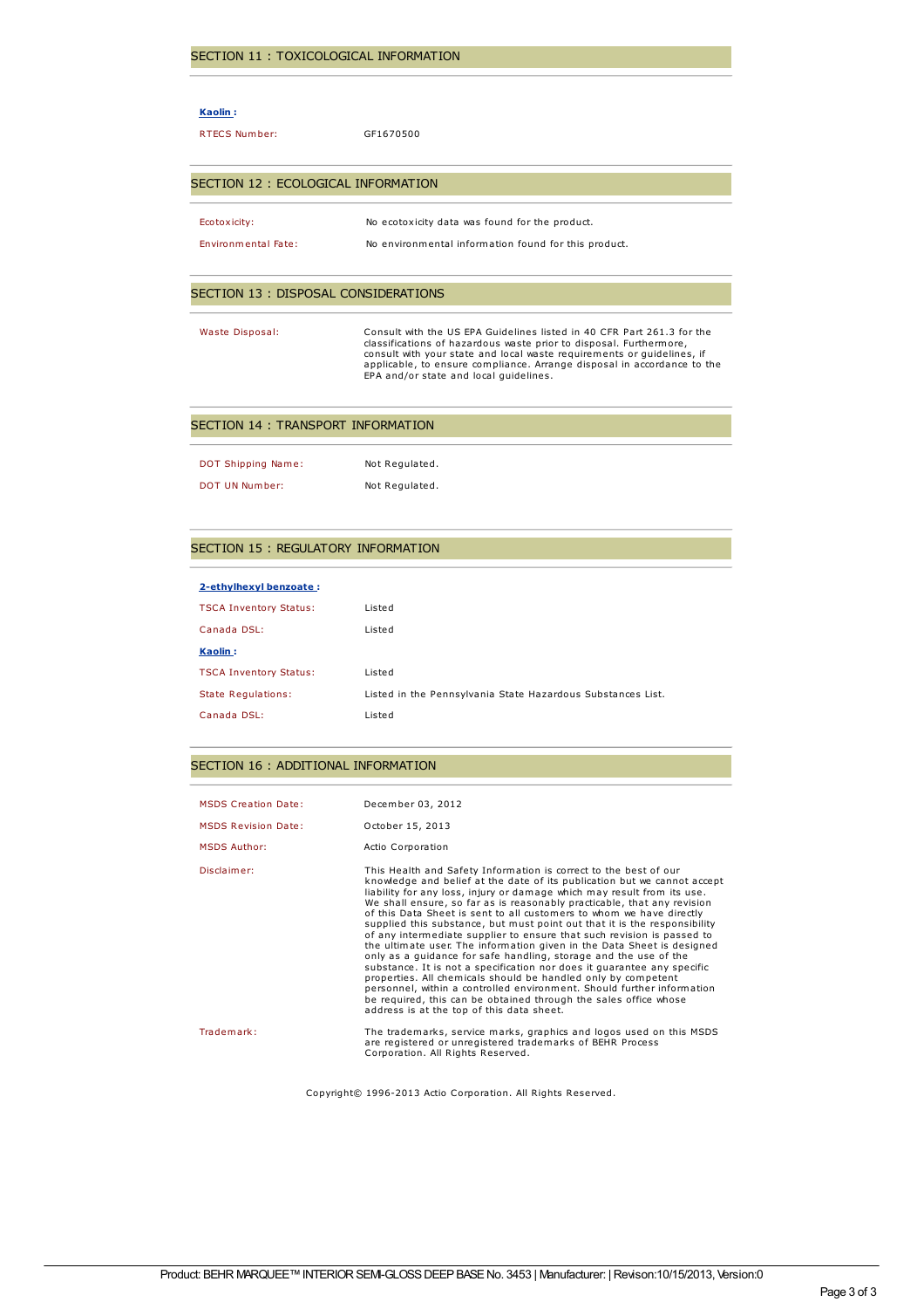## SECTION 11 : TOXICOLOGICAL INFORMATION

**Kaolin :**

| | |
|---|---|
| RTECS Number: | GF1670500 |

## SECTION 12 : ECOLOGICAL INFORMATION

| | |
|---|---|
| Ecotoxicity: | No ecotoxicity data was found for the product. |
| Environmental Fate: | No environmental information found for this product. |

## SECTION 13 : DISPOSAL CONSIDERATIONS

| | |
|---|---|
| Waste Disposal: | Consult with the US EPA Guidelines listed in 40 CFR Part 261.3 for the classifications of hazardous waste prior to disposal. Furthermore, consult with your state and local waste requirements or guidelines, if applicable, to ensure compliance. Arrange disposal in accordance to the EPA and/or state and local guidelines. |

## SECTION 14 : TRANSPORT INFORMATION

| | |
|---|---|
| DOT Shipping Name: | Not Regulated. |
| DOT UN Number: | Not Regulated. |

## SECTION 15 : REGULATORY INFORMATION

**2-ethylhexyl benzoate :**

| | |
|---|---|
| TSCA Inventory Status: | Listed |
| Canada DSL: | Listed |

**Kaolin :**

| | |
|---|---|
| TSCA Inventory Status: | Listed |
| State Regulations: | Listed in the Pennsylvania State Hazardous Substances List. |
| Canada DSL: | Listed |

## SECTION 16 : ADDITIONAL INFORMATION

| | |
|---|---|
| MSDS Creation Date: | December 03, 2012 |
| MSDS Revision Date: | October 15, 2013 |
| MSDS Author: | Actio Corporation |
| Disclaimer: | This Health and Safety Information is correct to the best of our knowledge and belief at the date of its publication but we cannot accept liability for any loss, injury or damage which may result from its use. We shall ensure, so far as is reasonably practicable, that any revision of this Data Sheet is sent to all customers to whom we have directly supplied this substance, but must point out that it is the responsibility of any intermediate supplier to ensure that such revision is passed to the ultimate user. The information given in the Data Sheet is designed only as a guidance for safe handling, storage and the use of the substance. It is not a specification nor does it guarantee any specific properties. All chemicals should be handled only by competent personnel, within a controlled environment. Should further information be required, this can be obtained through the sales office whose address is at the top of this data sheet. |
| Trademark: | The trademarks, service marks, graphics and logos used on this MSDS are registered or unregistered trademarks of BEHR Process Corporation. All Rights Reserved. |

Copyright© 1996-2013 Actio Corporation. All Rights Reserved.

Product: BEHR MARQUEE™ INTERIOR SEMI-GLOSS DEEP BASE No. 3453 | Manufacturer: | Revison:10/15/2013, Version:0